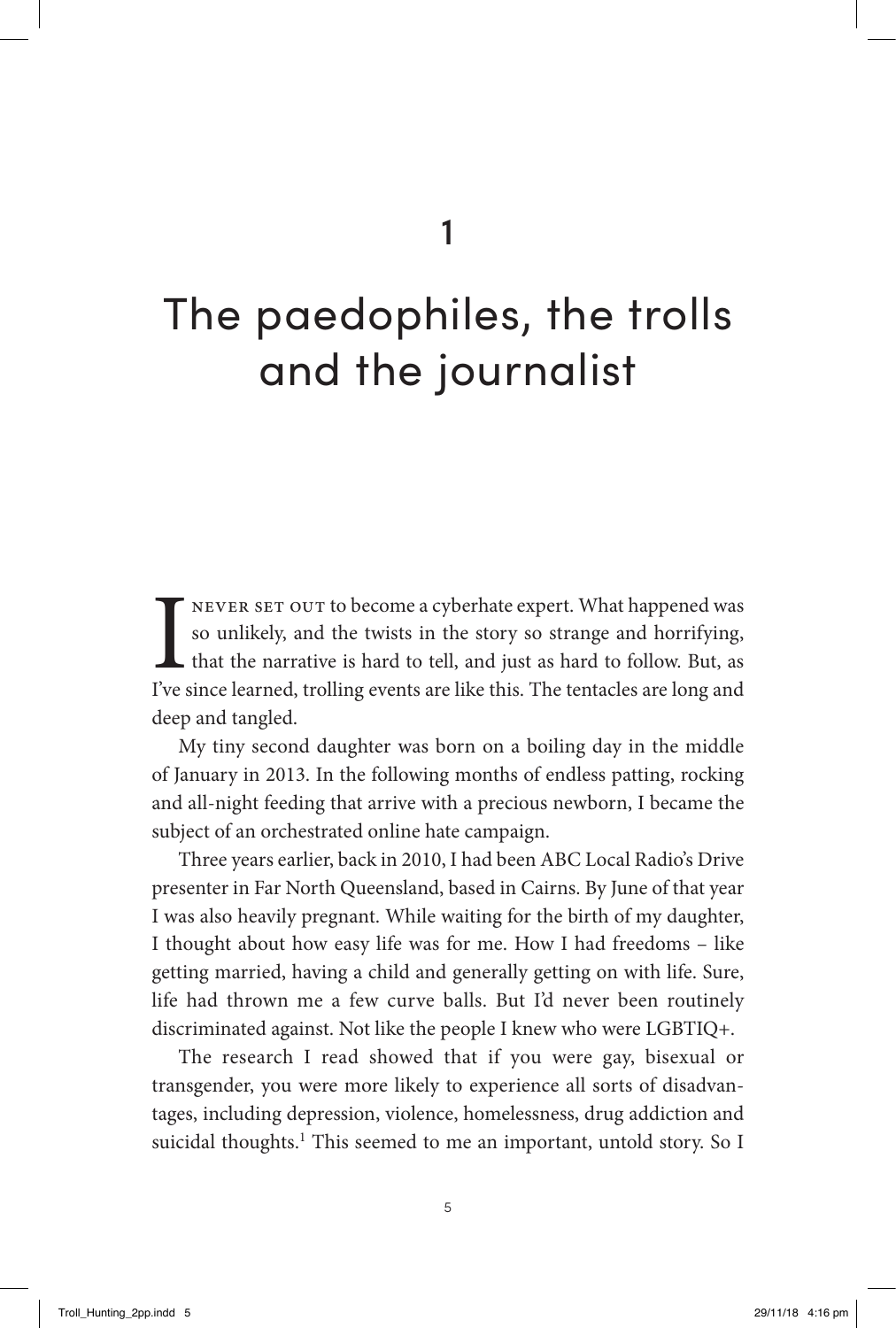# 1

# The paedophiles, the trolls and the journalist

I never set out to become a cyberhate expert. What happened was so unlikely, and the twists in the story so strange and horrifying, that the narrative is hard to tell, and just as hard to follow. But, as I've since learned, trolling events are like this. The tentacles are long and deep and tangled.

My tiny second daughter was born on a boiling day in the middle of January in 2013. In the following months of endless patting, rocking and all-night feeding that arrive with a precious newborn, I became the subject of an orchestrated online hate campaign.

Three years earlier, back in 2010, I had been ABC Local Radio's Drive presenter in Far North Queensland, based in Cairns. By June of that year I was also heavily pregnant. While waiting for the birth of my daughter, I thought about how easy life was for me. How I had freedoms – like getting married, having a child and generally getting on with life. Sure, life had thrown me a few curve balls. But I'd never been routinely discriminated against. Not like the people I knew who were LGBTIQ+.

The research I read showed that if you were gay, bisexual or transgender, you were more likely to experience all sorts of disadvantages, including depression, violence, homelessness, drug addiction and suicidal thoughts.[1] This seemed to me an important, untold story. So I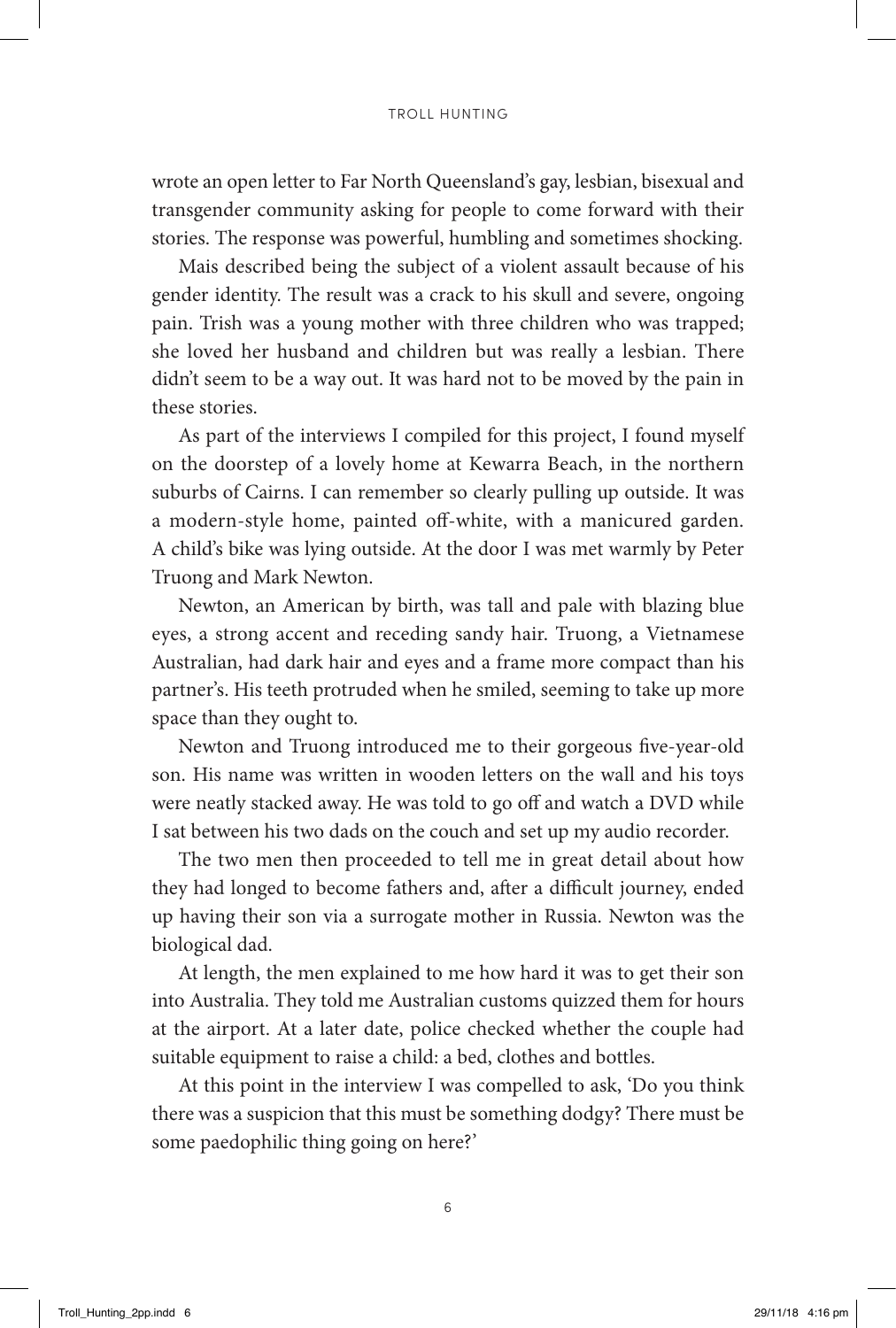wrote an open letter to Far North Queensland's gay, lesbian, bisexual and transgender community asking for people to come forward with their stories. The response was powerful, humbling and sometimes shocking.

Mais described being the subject of a violent assault because of his gender identity. The result was a crack to his skull and severe, ongoing pain. Trish was a young mother with three children who was trapped; she loved her husband and children but was really a lesbian. There didn't seem to be a way out. It was hard not to be moved by the pain in these stories.

As part of the interviews I compiled for this project, I found myself on the doorstep of a lovely home at Kewarra Beach, in the northern suburbs of Cairns. I can remember so clearly pulling up outside. It was a modern-style home, painted off-white, with a manicured garden. A child's bike was lying outside. At the door I was met warmly by Peter Truong and Mark Newton.

Newton, an American by birth, was tall and pale with blazing blue eyes, a strong accent and receding sandy hair. Truong, a Vietnamese Australian, had dark hair and eyes and a frame more compact than his partner's. His teeth protruded when he smiled, seeming to take up more space than they ought to.

Newton and Truong introduced me to their gorgeous five-year-old son. His name was written in wooden letters on the wall and his toys were neatly stacked away. He was told to go off and watch a DVD while I sat between his two dads on the couch and set up my audio recorder.

The two men then proceeded to tell me in great detail about how they had longed to become fathers and, after a difficult journey, ended up having their son via a surrogate mother in Russia. Newton was the biological dad.

At length, the men explained to me how hard it was to get their son into Australia. They told me Australian customs quizzed them for hours at the airport. At a later date, police checked whether the couple had suitable equipment to raise a child: a bed, clothes and bottles.

At this point in the interview I was compelled to ask, 'Do you think there was a suspicion that this must be something dodgy? There must be some paedophilic thing going on here?'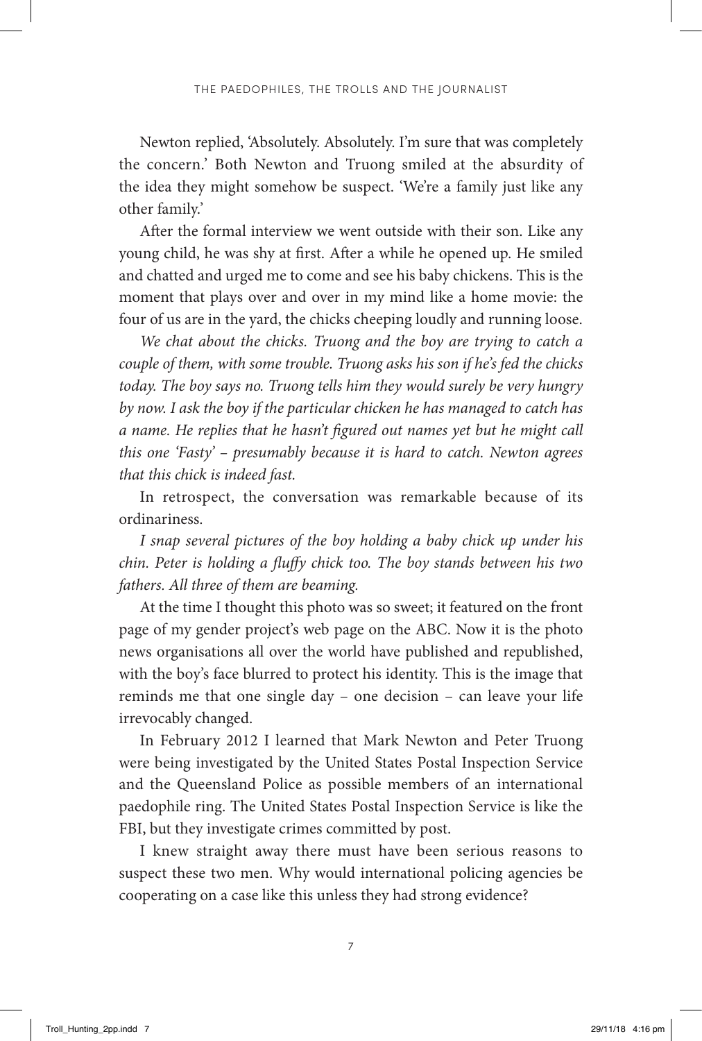Newton replied, 'Absolutely. Absolutely. I'm sure that was completely the concern.' Both Newton and Truong smiled at the absurdity of the idea they might somehow be suspect. 'We're a family just like any other family.'

After the formal interview we went outside with their son. Like any young child, he was shy at first. After a while he opened up. He smiled and chatted and urged me to come and see his baby chickens. This is the moment that plays over and over in my mind like a home movie: the four of us are in the yard, the chicks cheeping loudly and running loose.

*We chat about the chicks. Truong and the boy are trying to catch a couple of them, with some trouble. Truong asks his son if he's fed the chicks today. The boy says no. Truong tells him they would surely be very hungry by now. I ask the boy if the particular chicken he has managed to catch has a name. He replies that he hasn't figured out names yet but he might call this one 'Fasty' – presumably because it is hard to catch. Newton agrees that this chick is indeed fast.*

In retrospect, the conversation was remarkable because of its ordinariness.

*I snap several pictures of the boy holding a baby chick up under his chin. Peter is holding a fluffy chick too. The boy stands between his two fathers. All three of them are beaming.*

At the time I thought this photo was so sweet; it featured on the front page of my gender project's web page on the ABC. Now it is the photo news organisations all over the world have published and republished, with the boy's face blurred to protect his identity. This is the image that reminds me that one single day – one decision – can leave your life irrevocably changed.

In February 2012 I learned that Mark Newton and Peter Truong were being investigated by the United States Postal Inspection Service and the Queensland Police as possible members of an international paedophile ring. The United States Postal Inspection Service is like the FBI, but they investigate crimes committed by post.

I knew straight away there must have been serious reasons to suspect these two men. Why would international policing agencies be cooperating on a case like this unless they had strong evidence?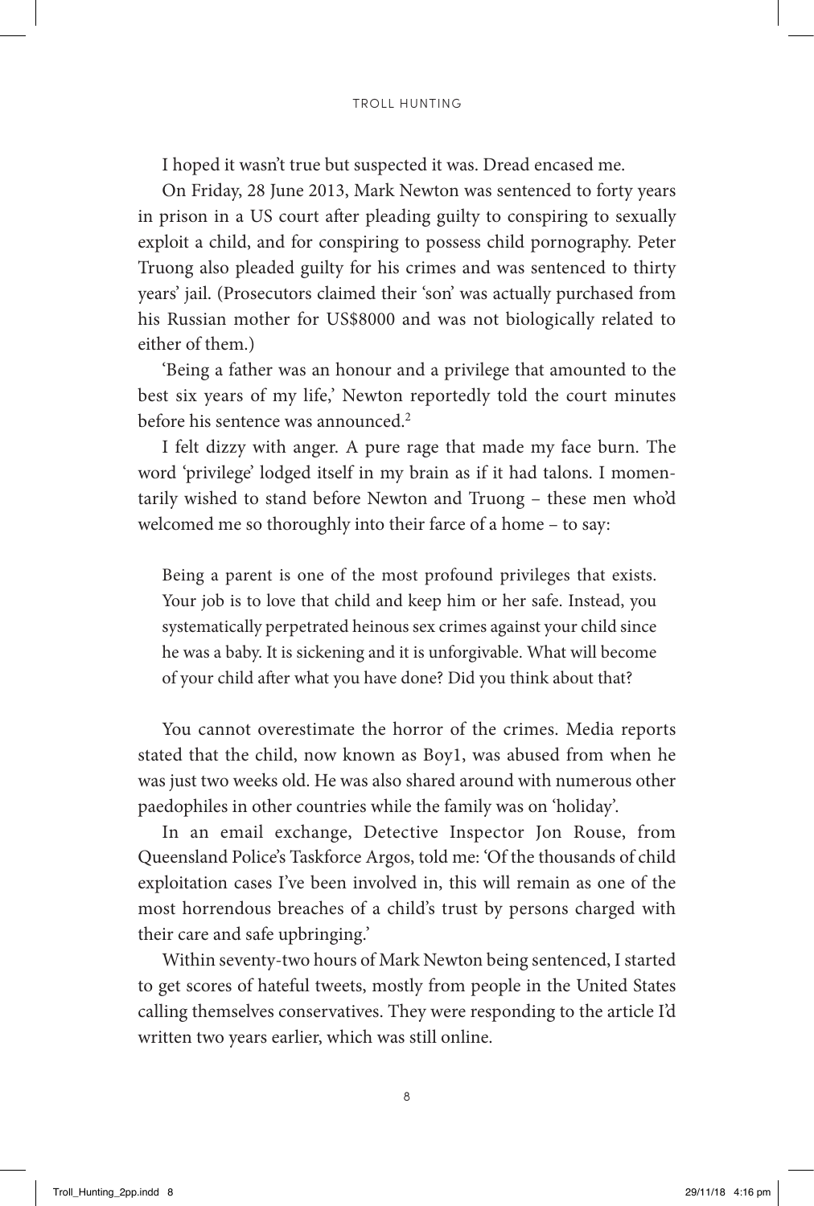I hoped it wasn't true but suspected it was. Dread encased me.

On Friday, 28 June 2013, Mark Newton was sentenced to forty years in prison in a US court after pleading guilty to conspiring to sexually exploit a child, and for conspiring to possess child pornography. Peter Truong also pleaded guilty for his crimes and was sentenced to thirty years' jail. (Prosecutors claimed their 'son' was actually purchased from his Russian mother for US$8000 and was not biologically related to either of them.)

'Being a father was an honour and a privilege that amounted to the best six years of my life,' Newton reportedly told the court minutes before his sentence was announced.[2]

I felt dizzy with anger. A pure rage that made my face burn. The word 'privilege' lodged itself in my brain as if it had talons. I momentarily wished to stand before Newton and Truong – these men who'd welcomed me so thoroughly into their farce of a home – to say:

> Being a parent is one of the most profound privileges that exists. Your job is to love that child and keep him or her safe. Instead, you systematically perpetrated heinous sex crimes against your child since he was a baby. It is sickening and it is unforgivable. What will become of your child after what you have done? Did you think about that?

You cannot overestimate the horror of the crimes. Media reports stated that the child, now known as Boy1, was abused from when he was just two weeks old. He was also shared around with numerous other paedophiles in other countries while the family was on 'holiday'.

In an email exchange, Detective Inspector Jon Rouse, from Queensland Police's Taskforce Argos, told me: 'Of the thousands of child exploitation cases I've been involved in, this will remain as one of the most horrendous breaches of a child's trust by persons charged with their care and safe upbringing.'

Within seventy-two hours of Mark Newton being sentenced, I started to get scores of hateful tweets, mostly from people in the United States calling themselves conservatives. They were responding to the article I'd written two years earlier, which was still online.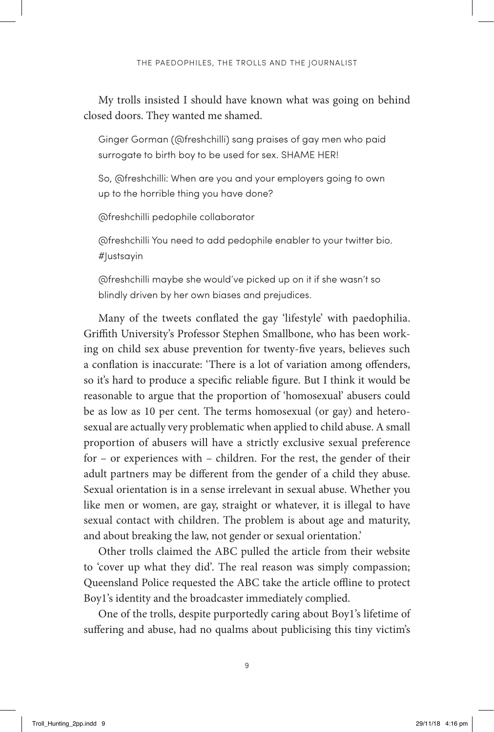My trolls insisted I should have known what was going on behind closed doors. They wanted me shamed.

> Ginger Gorman (@freshchilli) sang praises of gay men who paid surrogate to birth boy to be used for sex. SHAME HER!
>
> So, @freshchilli: When are you and your employers going to own up to the horrible thing you have done?
>
> @freshchilli pedophile collaborator
>
> @freshchilli You need to add pedophile enabler to your twitter bio. #Justsayin
>
> @freshchilli maybe she would've picked up on it if she wasn't so blindly driven by her own biases and prejudices.

Many of the tweets conflated the gay 'lifestyle' with paedophilia. Griffith University's Professor Stephen Smallbone, who has been working on child sex abuse prevention for twenty-five years, believes such a conflation is inaccurate: 'There is a lot of variation among offenders, so it's hard to produce a specific reliable figure. But I think it would be reasonable to argue that the proportion of 'homosexual' abusers could be as low as 10 per cent. The terms homosexual (or gay) and heterosexual are actually very problematic when applied to child abuse. A small proportion of abusers will have a strictly exclusive sexual preference for – or experiences with – children. For the rest, the gender of their adult partners may be different from the gender of a child they abuse. Sexual orientation is in a sense irrelevant in sexual abuse. Whether you like men or women, are gay, straight or whatever, it is illegal to have sexual contact with children. The problem is about age and maturity, and about breaking the law, not gender or sexual orientation.'

Other trolls claimed the ABC pulled the article from their website to 'cover up what they did'. The real reason was simply compassion; Queensland Police requested the ABC take the article offline to protect Boy1's identity and the broadcaster immediately complied.

One of the trolls, despite purportedly caring about Boy1's lifetime of suffering and abuse, had no qualms about publicising this tiny victim's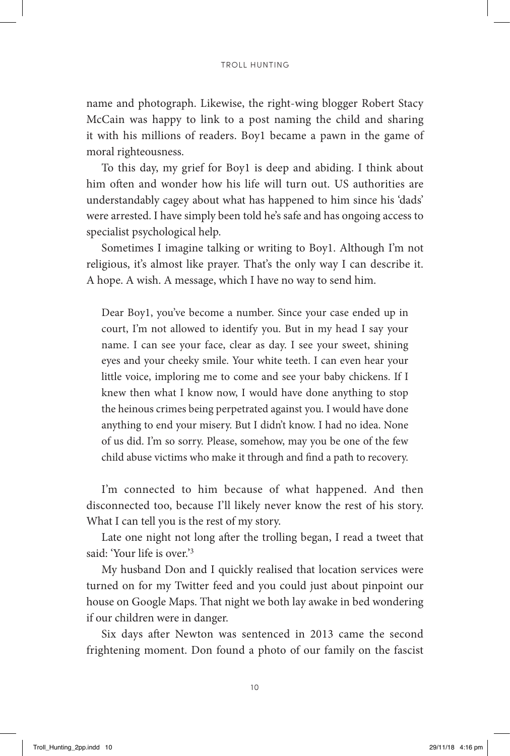name and photograph. Likewise, the right-wing blogger Robert Stacy McCain was happy to link to a post naming the child and sharing it with his millions of readers. Boy1 became a pawn in the game of moral righteousness.

To this day, my grief for Boy1 is deep and abiding. I think about him often and wonder how his life will turn out. US authorities are understandably cagey about what has happened to him since his 'dads' were arrested. I have simply been told he's safe and has ongoing access to specialist psychological help.

Sometimes I imagine talking or writing to Boy1. Although I'm not religious, it's almost like prayer. That's the only way I can describe it. A hope. A wish. A message, which I have no way to send him.

> Dear Boy1, you've become a number. Since your case ended up in court, I'm not allowed to identify you. But in my head I say your name. I can see your face, clear as day. I see your sweet, shining eyes and your cheeky smile. Your white teeth. I can even hear your little voice, imploring me to come and see your baby chickens. If I knew then what I know now, I would have done anything to stop the heinous crimes being perpetrated against you. I would have done anything to end your misery. But I didn't know. I had no idea. None of us did. I'm so sorry. Please, somehow, may you be one of the few child abuse victims who make it through and find a path to recovery.

I'm connected to him because of what happened. And then disconnected too, because I'll likely never know the rest of his story. What I can tell you is the rest of my story.

Late one night not long after the trolling began, I read a tweet that said: 'Your life is over.'[3]

My husband Don and I quickly realised that location services were turned on for my Twitter feed and you could just about pinpoint our house on Google Maps. That night we both lay awake in bed wondering if our children were in danger.

Six days after Newton was sentenced in 2013 came the second frightening moment. Don found a photo of our family on the fascist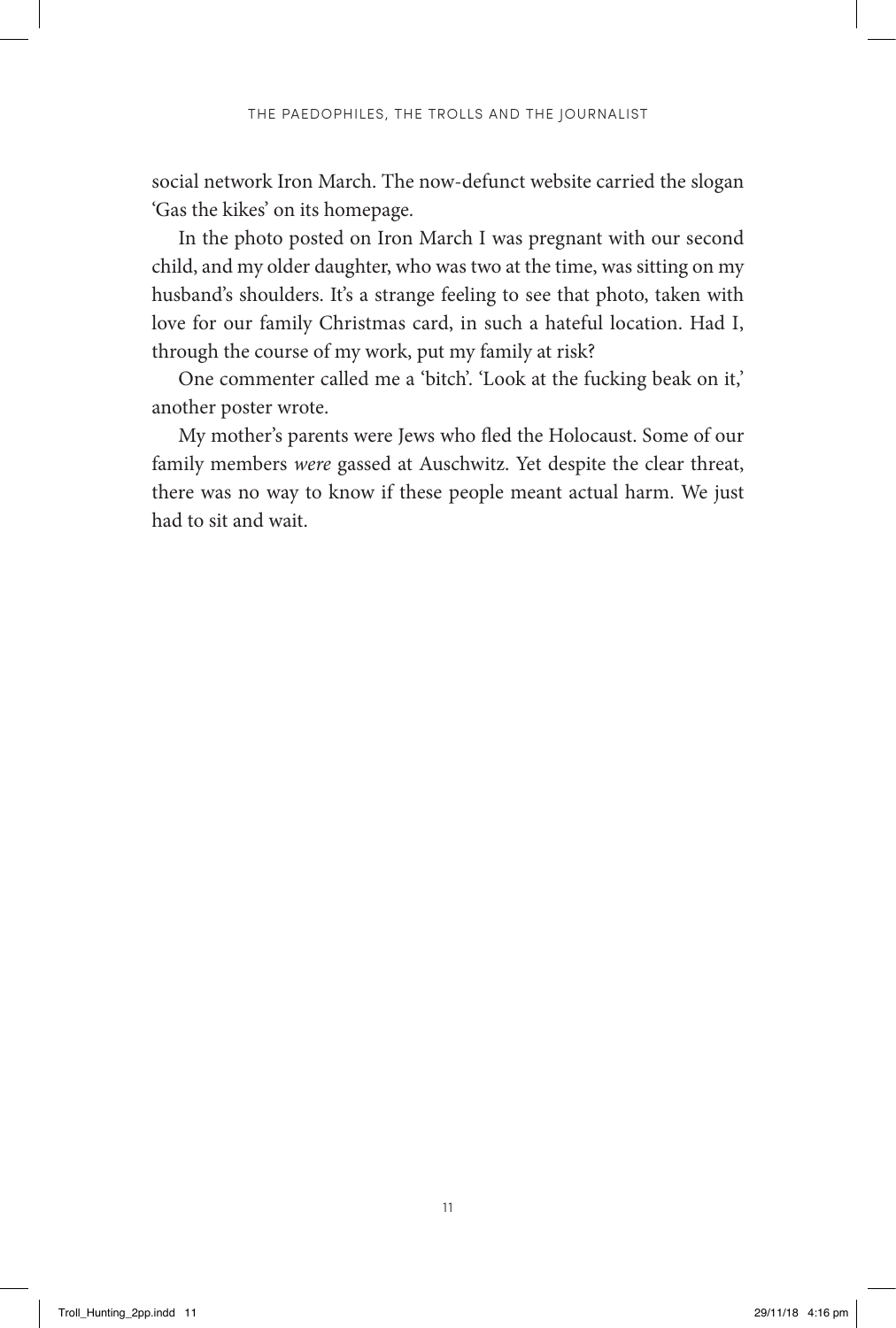social network Iron March. The now-defunct website carried the slogan 'Gas the kikes' on its homepage.

In the photo posted on Iron March I was pregnant with our second child, and my older daughter, who was two at the time, was sitting on my husband's shoulders. It's a strange feeling to see that photo, taken with love for our family Christmas card, in such a hateful location. Had I, through the course of my work, put my family at risk?

One commenter called me a 'bitch'. 'Look at the fucking beak on it,' another poster wrote.

My mother's parents were Jews who fled the Holocaust. Some of our family members *were* gassed at Auschwitz. Yet despite the clear threat, there was no way to know if these people meant actual harm. We just had to sit and wait.